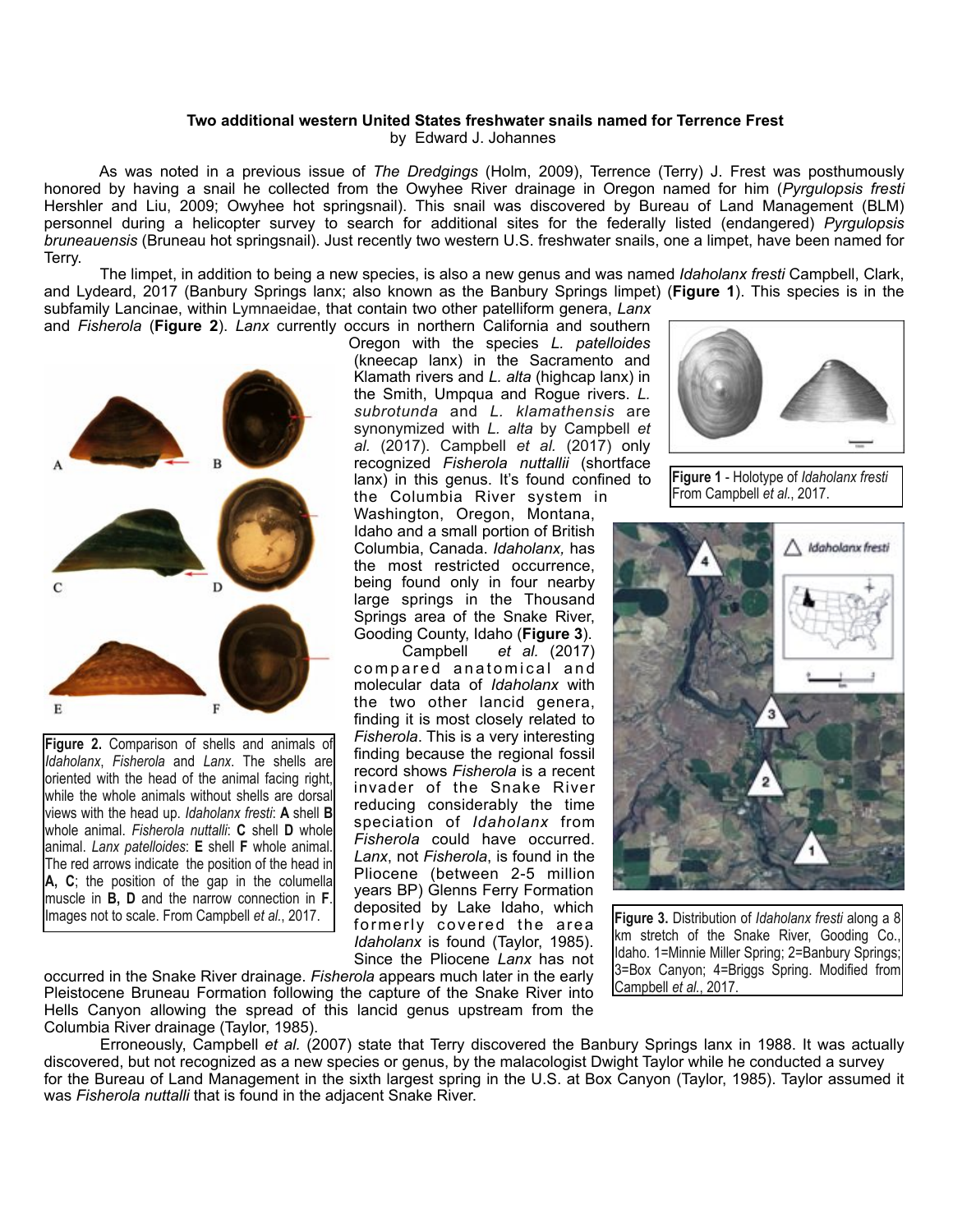**Two additional western United States freshwater snails named for Terrence Frest**

by Edward J. Johannes

As was noted in a previous issue of *The Dredgings* (Holm, 2009), Terrence (Terry) J. Frest was posthumously honored by having a snail he collected from the Owyhee River drainage in Oregon named for him (*Pyrgulopsis fresti* Hershler and Liu, 2009; Owyhee hot springsnail). This snail was discovered by Bureau of Land Management (BLM) personnel during a helicopter survey to search for additional sites for the federally listed (endangered) *Pyrgulopsis bruneauensis* (Bruneau hot springsnail). Just recently two western U.S. freshwater snails, one a limpet, have been named for Terry.

The limpet, in addition to being a new species, is also a new genus and was named *Idaholanx fresti* Campbell, Clark, and Lydeard, 2017 (Banbury Springs lanx; also known as the Banbury Springs limpet) (**Figure 1**). This species is in the subfamily Lancinae, within Lymnaeidae, that contain two other patelliform genera, *Lanx* and *Fisherola* (**Figure 2**). *Lanx* currently occurs in northern California and southern Oregon with the species *L. patelloides* (kneecap lanx) in the Sacramento and Klamath rivers and *L. alta* (highcap lanx) in the Smith, Umpqua and Rogue rivers. *L. subrotunda* and *L. klamathensis* are synonymized with *L. alta* by Campbell *et al.* (2017). Campbell *et al.* (2017) only recognized *Fisherola nuttallii* (shortface lanx) in this genus. It's found confined to the Columbia River system in Washington, Oregon, Montana, Idaho and a small portion of British Columbia, Canada. *Idaholanx,* has the most restricted occurrence, being found only in four nearby large springs in the Thousand Springs area of the Snake River, Gooding County, Idaho (**Figure 3**).

**Figure 1** - Holotype of *Idaholanx fresti* From Campbell *et al.*, 2017.

**Figure 2.** Comparison of shells and animals of *Idaholanx*, *Fisherola* and *Lanx*. The shells are oriented with the head of the animal facing right, while the whole animals without shells are dorsal views with the head up. *Idaholanx fresti*: **A** shell **B** whole animal. *Fisherola nuttalli*: **C** shell **D** whole animal. *Lanx patelloides*: **E** shell **F** whole animal. The red arrows indicate the position of the head in **A**, **C**; the position of the gap in the columella muscle in **B, D** and the narrow connection in **F**. Images not to scale. From Campbell *et al.*, 2017.

Campbell *et al.* (2017) compared anatomical and molecular data of *Idaholanx* with the two other lancid genera, finding it is most closely related to *Fisherola*. This is a very interesting finding because the regional fossil record shows *Fisherola* is a recent invader of the Snake River reducing considerably the time speciation of *Idaholanx* from *Fisherola* could have occurred. *Lanx*, not *Fisherola*, is found in the Pliocene (between 2-5 million years BP) Glenns Ferry Formation deposited by Lake Idaho, which formerly covered the area *Idaholanx* is found (Taylor, 1985). Since the Pliocene *Lanx* has not occurred in the Snake River drainage. *Fisherola* appears much later in the early Pleistocene Bruneau Formation following the capture of the Snake River into Hells Canyon allowing the spread of this lancid genus upstream from the Columbia River drainage (Taylor, 1985).

**Figure 3.** Distribution of *Idaholanx fresti* along a 8 km stretch of the Snake River, Gooding Co., Idaho. 1=Minnie Miller Spring; 2=Banbury Springs; 3=Box Canyon; 4=Briggs Spring. Modified from Campbell *et al.*, 2017.

Erroneously, Campbell *et al.* (2007) state that Terry discovered the Banbury Springs lanx in 1988. It was actually discovered, but not recognized as a new species or genus, by the malacologist Dwight Taylor while he conducted a survey for the Bureau of Land Management in the sixth largest spring in the U.S. at Box Canyon (Taylor, 1985). Taylor assumed it was *Fisherola nuttalli* that is found in the adjacent Snake River.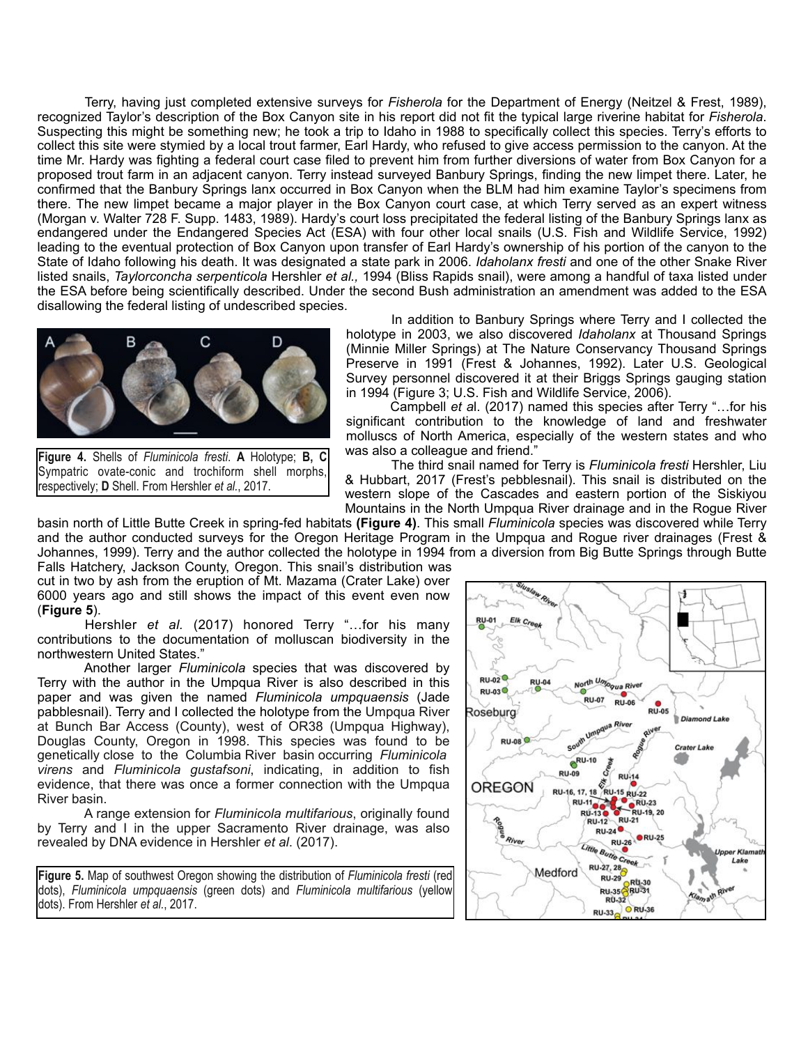Terry, having just completed extensive surveys for *Fisherola* for the Department of Energy (Neitzel & Frest, 1989), recognized Taylor's description of the Box Canyon site in his report did not fit the typical large riverine habitat for *Fisherola*. Suspecting this might be something new; he took a trip to Idaho in 1988 to specifically collect this species. Terry's efforts to collect this site were stymied by a local trout farmer, Earl Hardy, who refused to give access permission to the canyon. At the time Mr. Hardy was fighting a federal court case filed to prevent him from further diversions of water from Box Canyon for a proposed trout farm in an adjacent canyon. Terry instead surveyed Banbury Springs, finding the new limpet there. Later, he confirmed that the Banbury Springs lanx occurred in Box Canyon when the BLM had him examine Taylor's specimens from there. The new limpet became a major player in the Box Canyon court case, at which Terry served as an expert witness (Morgan v. Walter 728 F. Supp. 1483, 1989). Hardy's court loss precipitated the federal listing of the Banbury Springs lanx as endangered under the Endangered Species Act (ESA) with four other local snails (U.S. Fish and Wildlife Service, 1992) leading to the eventual protection of Box Canyon upon transfer of Earl Hardy's ownership of his portion of the canyon to the State of Idaho following his death. It was designated a state park in 2006. *Idaholanx fresti* and one of the other Snake River listed snails, *Taylorconcha serpenticola* Hershler *et al.,* 1994 (Bliss Rapids snail), were among a handful of taxa listed under the ESA before being scientifically described. Under the second Bush administration an amendment was added to the ESA disallowing the federal listing of undescribed species.

In addition to Banbury Springs where Terry and I collected the holotype in 2003, we also discovered *Idaholanx* at Thousand Springs (Minnie Miller Springs) at The Nature Conservancy Thousand Springs Preserve in 1991 (Frest & Johannes, 1992). Later U.S. Geological Survey personnel discovered it at their Briggs Springs gauging station in 1994 (Figure 3; U.S. Fish and Wildlife Service, 2006).

Campbell *et a*l. (2017) named this species after Terry "…for his significant contribution to the knowledge of land and freshwater molluscs of North America, especially of the western states and who was also a colleague and friend."

**Figure 4.** Shells of *Fluminicola fresti*. **A** Holotype; **B, C** Sympatric ovate-conic and trochiform shell morphs, respectively; **D** Shell. From Hershler *et al*., 2017.

The third snail named for Terry is *Fluminicola fresti* Hershler, Liu & Hubbart, 2017 (Frest's pebblesnail). This snail is distributed on the western slope of the Cascades and eastern portion of the Siskiyou Mountains in the North Umpqua River drainage and in the Rogue River basin north of Little Butte Creek in spring-fed habitats **(Figure 4)**. This small *Fluminicola* species was discovered while Terry and the author conducted surveys for the Oregon Heritage Program in the Umpqua and Rogue river drainages (Frest & Johannes, 1999). Terry and the author collected the holotype in 1994 from a diversion from Big Butte Springs through Butte Falls Hatchery, Jackson County, Oregon. This snail's distribution was cut in two by ash from the eruption of Mt. Mazama (Crater Lake) over 6000 years ago and still shows the impact of this event even now (**Figure 5**).

Hershler *et al*. (2017) honored Terry "…for his many contributions to the documentation of molluscan biodiversity in the northwestern United States."

Another larger *Fluminicola* species that was discovered by Terry with the author in the Umpqua River is also described in this paper and was given the named *Fluminicola umpquaensis* (Jade pabblesnail). Terry and I collected the holotype from the Umpqua River at Bunch Bar Access (County), west of OR38 (Umpqua Highway), Douglas County, Oregon in 1998. This species was found to be genetically close to the Columbia River basin occurring *Fluminicola virens* and *Fluminicola gustafsoni*, indicating, in addition to fish evidence, that there was once a former connection with the Umpqua River basin.

A range extension for *Fluminicola multifarious*, originally found by Terry and I in the upper Sacramento River drainage, was also revealed by DNA evidence in Hershler *et al*. (2017).

**Figure 5.** Map of southwest Oregon showing the distribution of *Fluminicola fresti* (red dots), *Fluminicola umpquaensis* (green dots) and *Fluminicola multifarious* (yellow dots). From Hershler *et al*., 2017.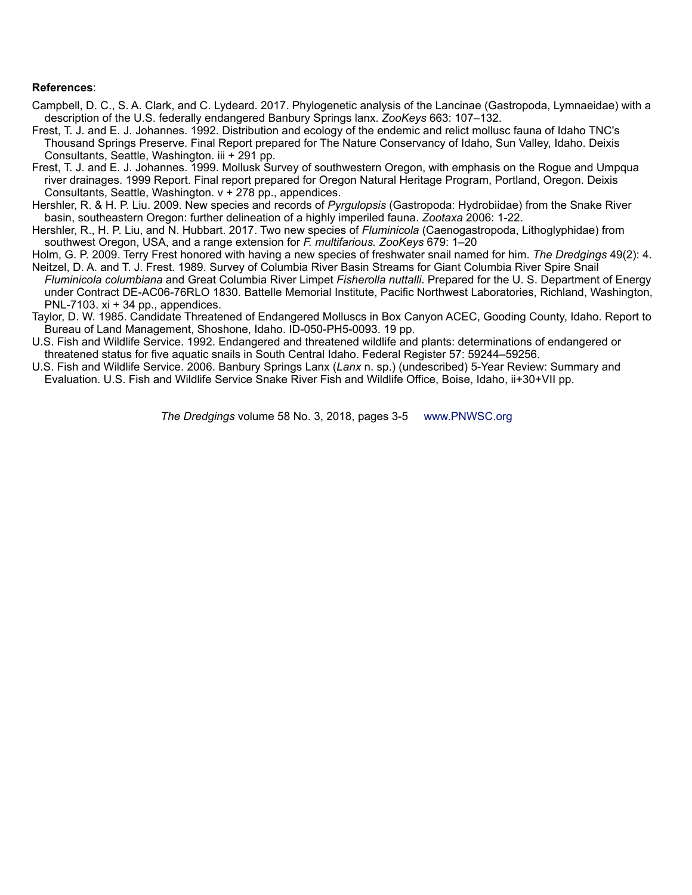**References**:

Campbell, D. C., S. A. Clark, and C. Lydeard. 2017. Phylogenetic analysis of the Lancinae (Gastropoda, Lymnaeidae) with a description of the U.S. federally endangered Banbury Springs lanx. *ZooKeys* 663: 107–132.

Frest, T. J. and E. J. Johannes. 1992. Distribution and ecology of the endemic and relict mollusc fauna of Idaho TNC's Thousand Springs Preserve. Final Report prepared for The Nature Conservancy of Idaho, Sun Valley, Idaho. Deixis Consultants, Seattle, Washington. iii + 291 pp.

Frest, T. J. and E. J. Johannes. 1999. Mollusk Survey of southwestern Oregon, with emphasis on the Rogue and Umpqua river drainages. 1999 Report. Final report prepared for Oregon Natural Heritage Program, Portland, Oregon. Deixis Consultants, Seattle, Washington. v + 278 pp., appendices.

Hershler, R. & H. P. Liu. 2009. New species and records of *Pyrgulopsis* (Gastropoda: Hydrobiidae) from the Snake River basin, southeastern Oregon: further delineation of a highly imperiled fauna. *Zootaxa* 2006: 1-22.

Hershler, R., H. P. Liu, and N. Hubbart. 2017. Two new species of *Fluminicola* (Caenogastropoda, Lithoglyphidae) from southwest Oregon, USA, and a range extension for *F. multifarious. ZooKeys* 679: 1–20

Holm, G. P. 2009. Terry Frest honored with having a new species of freshwater snail named for him. *The Dredgings* 49(2): 4.

Neitzel, D. A. and T. J. Frest. 1989. Survey of Columbia River Basin Streams for Giant Columbia River Spire Snail *Fluminicola columbiana* and Great Columbia River Limpet *Fisherolla nuttalli*. Prepared for the U. S. Department of Energy under Contract DE-AC06-76RLO 1830. Battelle Memorial Institute, Pacific Northwest Laboratories, Richland, Washington, PNL-7103. xi + 34 pp., appendices.

Taylor, D. W. 1985. Candidate Threatened of Endangered Molluscs in Box Canyon ACEC, Gooding County, Idaho. Report to Bureau of Land Management, Shoshone, Idaho. ID-050-PH5-0093. 19 pp.

U.S. Fish and Wildlife Service. 1992. Endangered and threatened wildlife and plants: determinations of endangered or threatened status for five aquatic snails in South Central Idaho. Federal Register 57: 59244–59256.

U.S. Fish and Wildlife Service. 2006. Banbury Springs Lanx (*Lanx* n. sp.) (undescribed) 5-Year Review: Summary and Evaluation. U.S. Fish and Wildlife Service Snake River Fish and Wildlife Office, Boise, Idaho, ii+30+VII pp.